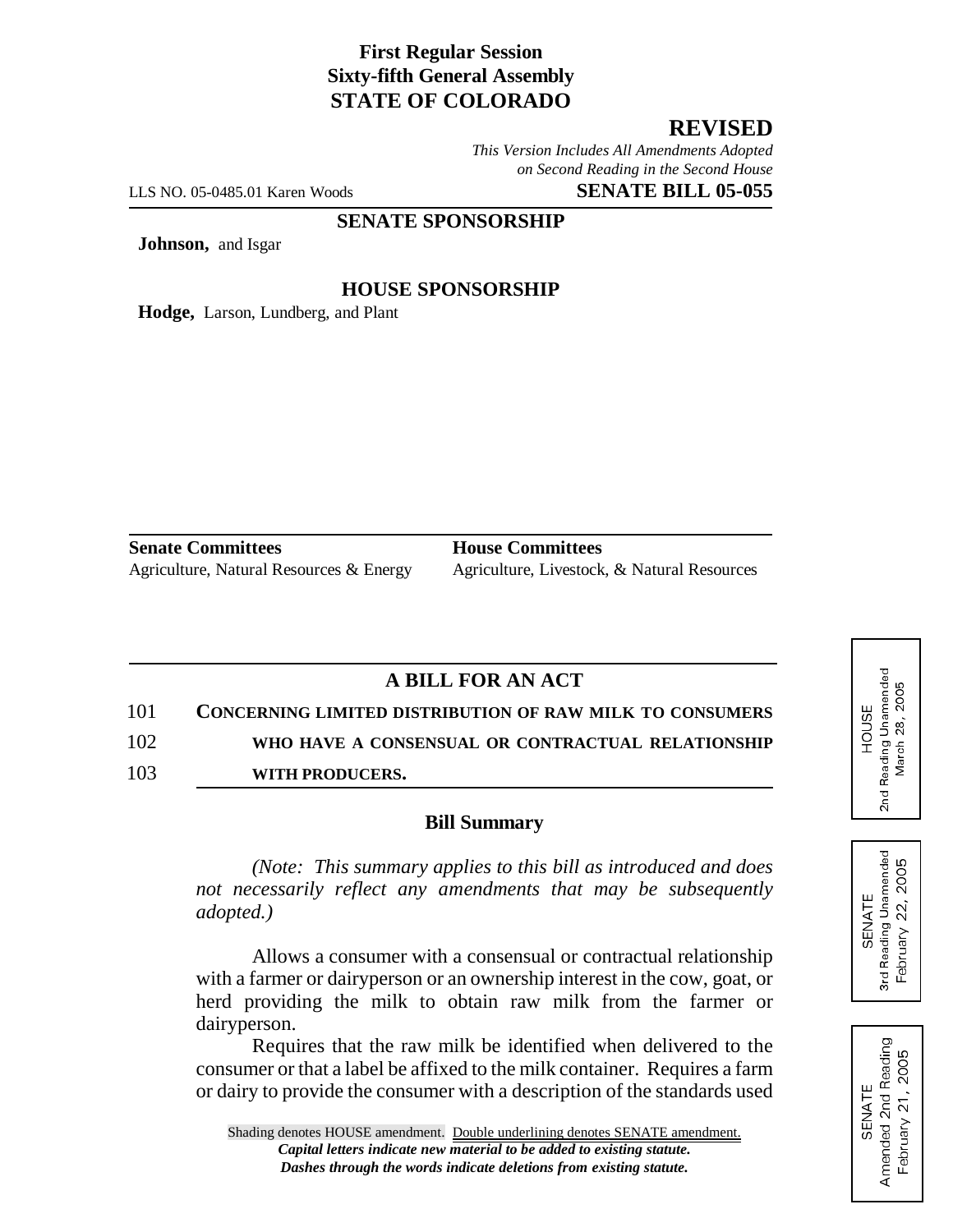**First Regular Session**
**Sixty-fifth General Assembly**
**STATE OF COLORADO**

## REVISED

*This Version Includes All Amendments Adopted on Second Reading in the Second House*

LLS NO. 05-0485.01 Karen Woods **SENATE BILL 05-055**

**SENATE SPONSORSHIP**

**Johnson,** and Isgar

**HOUSE SPONSORSHIP**

**Hodge,** Larson, Lundberg, and Plant

| **Senate Committees** | **House Committees** |
| --- | --- |
| Agriculture, Natural Resources & Energy | Agriculture, Livestock, & Natural Resources |

HOUSE
2nd Reading Unamended
March 28, 2005

SENATE
3rd Reading Unamended
February 22, 2005

SENATE
Amended 2nd Reading
February 21, 2005

## A BILL FOR AN ACT

101 **CONCERNING LIMITED DISTRIBUTION OF RAW MILK TO CONSUMERS**
102 **WHO HAVE A CONSENSUAL OR CONTRACTUAL RELATIONSHIP**
103 **WITH PRODUCERS.**

### Bill Summary

*(Note: This summary applies to this bill as introduced and does not necessarily reflect any amendments that may be subsequently adopted.)*

Allows a consumer with a consensual or contractual relationship with a farmer or dairyperson or an ownership interest in the cow, goat, or herd providing the milk to obtain raw milk from the farmer or dairyperson.

Requires that the raw milk be identified when delivered to the consumer or that a label be affixed to the milk container. Requires a farm or dairy to provide the consumer with a description of the standards used

Shading denotes HOUSE amendment. Double underlining denotes SENATE amendment.
*Capital letters indicate new material to be added to existing statute.*
*Dashes through the words indicate deletions from existing statute.*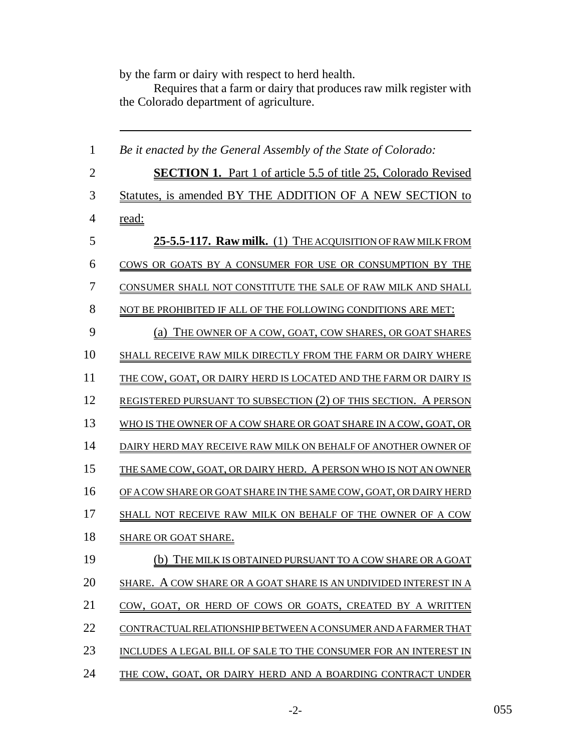by the farm or dairy with respect to herd health.

Requires that a farm or dairy that produces raw milk register with the Colorado department of agriculture.

---

*Be it enacted by the General Assembly of the State of Colorado:*

**SECTION 1.** Part 1 of article 5.5 of title 25, Colorado Revised Statutes, is amended BY THE ADDITION OF A NEW SECTION to read:

**25-5.5-117. Raw milk.** (1) THE ACQUISITION OF RAW MILK FROM COWS OR GOATS BY A CONSUMER FOR USE OR CONSUMPTION BY THE CONSUMER SHALL NOT CONSTITUTE THE SALE OF RAW MILK AND SHALL NOT BE PROHIBITED IF ALL OF THE FOLLOWING CONDITIONS ARE MET:

(a) THE OWNER OF A COW, GOAT, COW SHARES, OR GOAT SHARES SHALL RECEIVE RAW MILK DIRECTLY FROM THE FARM OR DAIRY WHERE THE COW, GOAT, OR DAIRY HERD IS LOCATED AND THE FARM OR DAIRY IS REGISTERED PURSUANT TO SUBSECTION (2) OF THIS SECTION. A PERSON WHO IS THE OWNER OF A COW SHARE OR GOAT SHARE IN A COW, GOAT, OR DAIRY HERD MAY RECEIVE RAW MILK ON BEHALF OF ANOTHER OWNER OF THE SAME COW, GOAT, OR DAIRY HERD. A PERSON WHO IS NOT AN OWNER OF A COW SHARE OR GOAT SHARE IN THE SAME COW, GOAT, OR DAIRY HERD SHALL NOT RECEIVE RAW MILK ON BEHALF OF THE OWNER OF A COW SHARE OR GOAT SHARE.

(b) THE MILK IS OBTAINED PURSUANT TO A COW SHARE OR A GOAT SHARE. A COW SHARE OR A GOAT SHARE IS AN UNDIVIDED INTEREST IN A COW, GOAT, OR HERD OF COWS OR GOATS, CREATED BY A WRITTEN CONTRACTUAL RELATIONSHIP BETWEEN A CONSUMER AND A FARMER THAT INCLUDES A LEGAL BILL OF SALE TO THE CONSUMER FOR AN INTEREST IN THE COW, GOAT, OR DAIRY HERD AND A BOARDING CONTRACT UNDER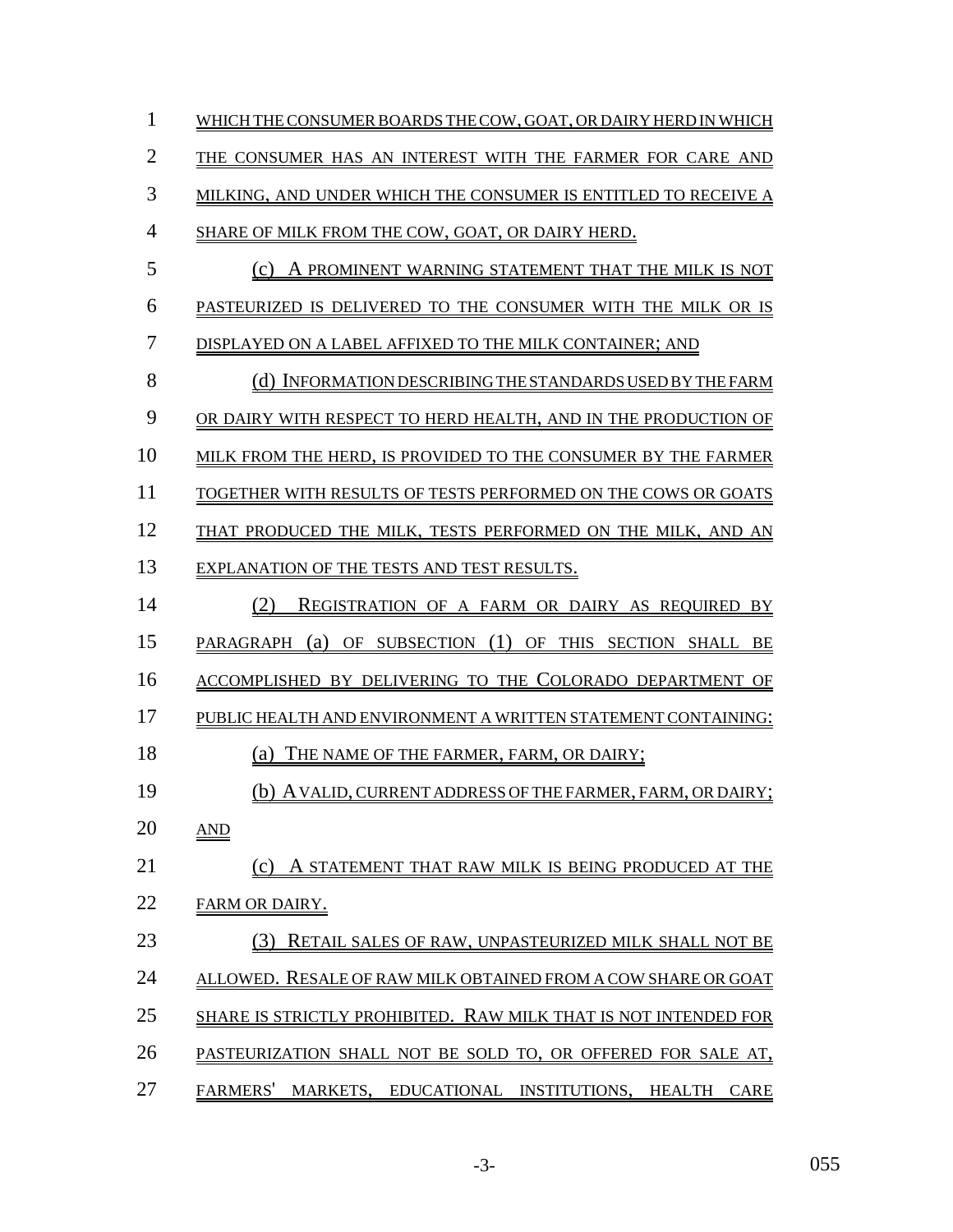WHICH THE CONSUMER BOARDS THE COW, GOAT, OR DAIRY HERD IN WHICH THE CONSUMER HAS AN INTEREST WITH THE FARMER FOR CARE AND MILKING, AND UNDER WHICH THE CONSUMER IS ENTITLED TO RECEIVE A SHARE OF MILK FROM THE COW, GOAT, OR DAIRY HERD.

(c) A PROMINENT WARNING STATEMENT THAT THE MILK IS NOT PASTEURIZED IS DELIVERED TO THE CONSUMER WITH THE MILK OR IS DISPLAYED ON A LABEL AFFIXED TO THE MILK CONTAINER; AND

(d) INFORMATION DESCRIBING THE STANDARDS USED BY THE FARM OR DAIRY WITH RESPECT TO HERD HEALTH, AND IN THE PRODUCTION OF MILK FROM THE HERD, IS PROVIDED TO THE CONSUMER BY THE FARMER TOGETHER WITH RESULTS OF TESTS PERFORMED ON THE COWS OR GOATS THAT PRODUCED THE MILK, TESTS PERFORMED ON THE MILK, AND AN EXPLANATION OF THE TESTS AND TEST RESULTS.

(2) REGISTRATION OF A FARM OR DAIRY AS REQUIRED BY PARAGRAPH (a) OF SUBSECTION (1) OF THIS SECTION SHALL BE ACCOMPLISHED BY DELIVERING TO THE COLORADO DEPARTMENT OF PUBLIC HEALTH AND ENVIRONMENT A WRITTEN STATEMENT CONTAINING:

(a) THE NAME OF THE FARMER, FARM, OR DAIRY;

(b) A VALID, CURRENT ADDRESS OF THE FARMER, FARM, OR DAIRY; AND

(c) A STATEMENT THAT RAW MILK IS BEING PRODUCED AT THE FARM OR DAIRY.

(3) RETAIL SALES OF RAW, UNPASTEURIZED MILK SHALL NOT BE ALLOWED. RESALE OF RAW MILK OBTAINED FROM A COW SHARE OR GOAT SHARE IS STRICTLY PROHIBITED. RAW MILK THAT IS NOT INTENDED FOR PASTEURIZATION SHALL NOT BE SOLD TO, OR OFFERED FOR SALE AT, FARMERS' MARKETS, EDUCATIONAL INSTITUTIONS, HEALTH CARE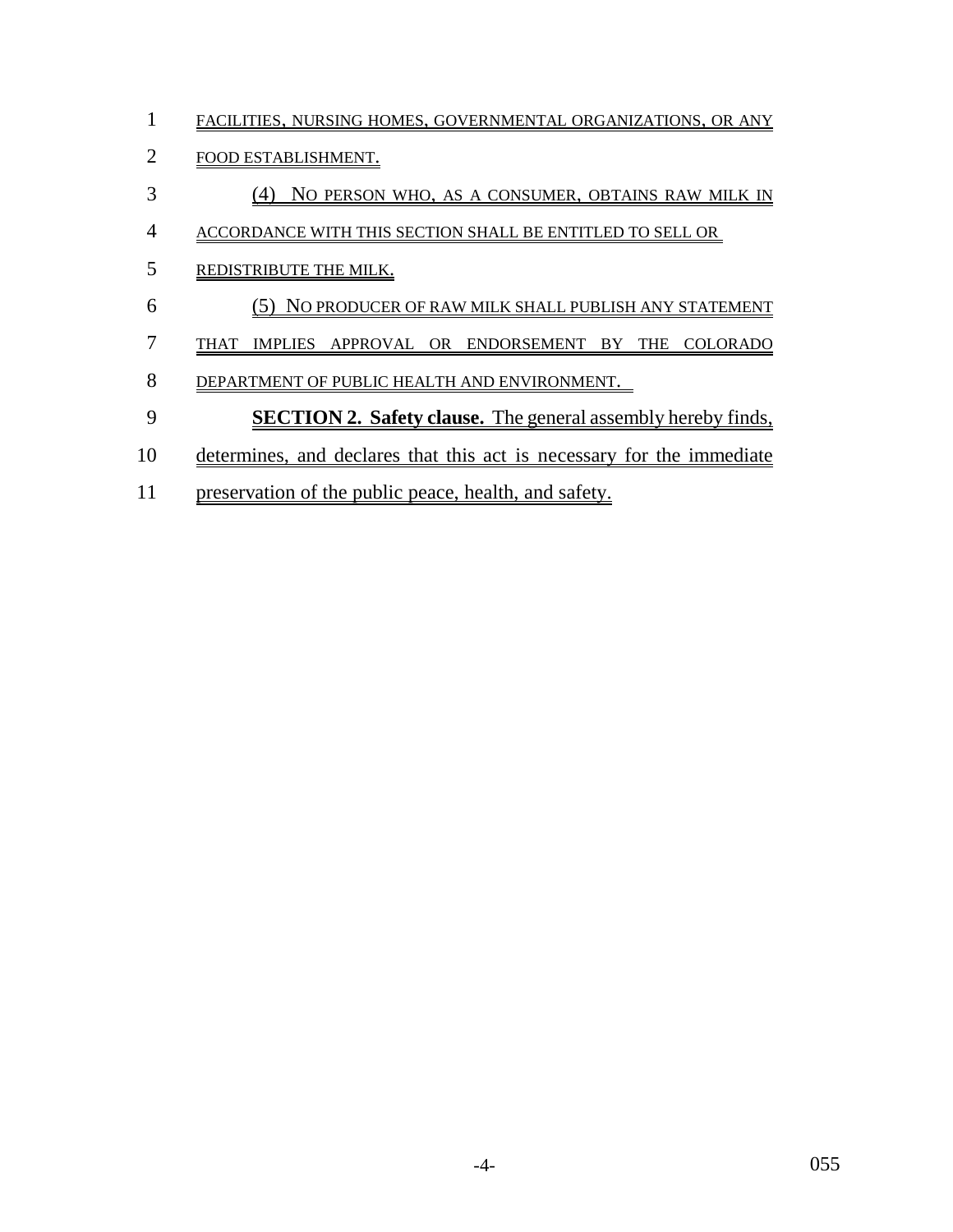FACILITIES, NURSING HOMES, GOVERNMENTAL ORGANIZATIONS, OR ANY FOOD ESTABLISHMENT.

(4) NO PERSON WHO, AS A CONSUMER, OBTAINS RAW MILK IN ACCORDANCE WITH THIS SECTION SHALL BE ENTITLED TO SELL OR REDISTRIBUTE THE MILK.

(5) NO PRODUCER OF RAW MILK SHALL PUBLISH ANY STATEMENT THAT IMPLIES APPROVAL OR ENDORSEMENT BY THE COLORADO DEPARTMENT OF PUBLIC HEALTH AND ENVIRONMENT.

**SECTION 2. Safety clause.** The general assembly hereby finds, determines, and declares that this act is necessary for the immediate preservation of the public peace, health, and safety.

055